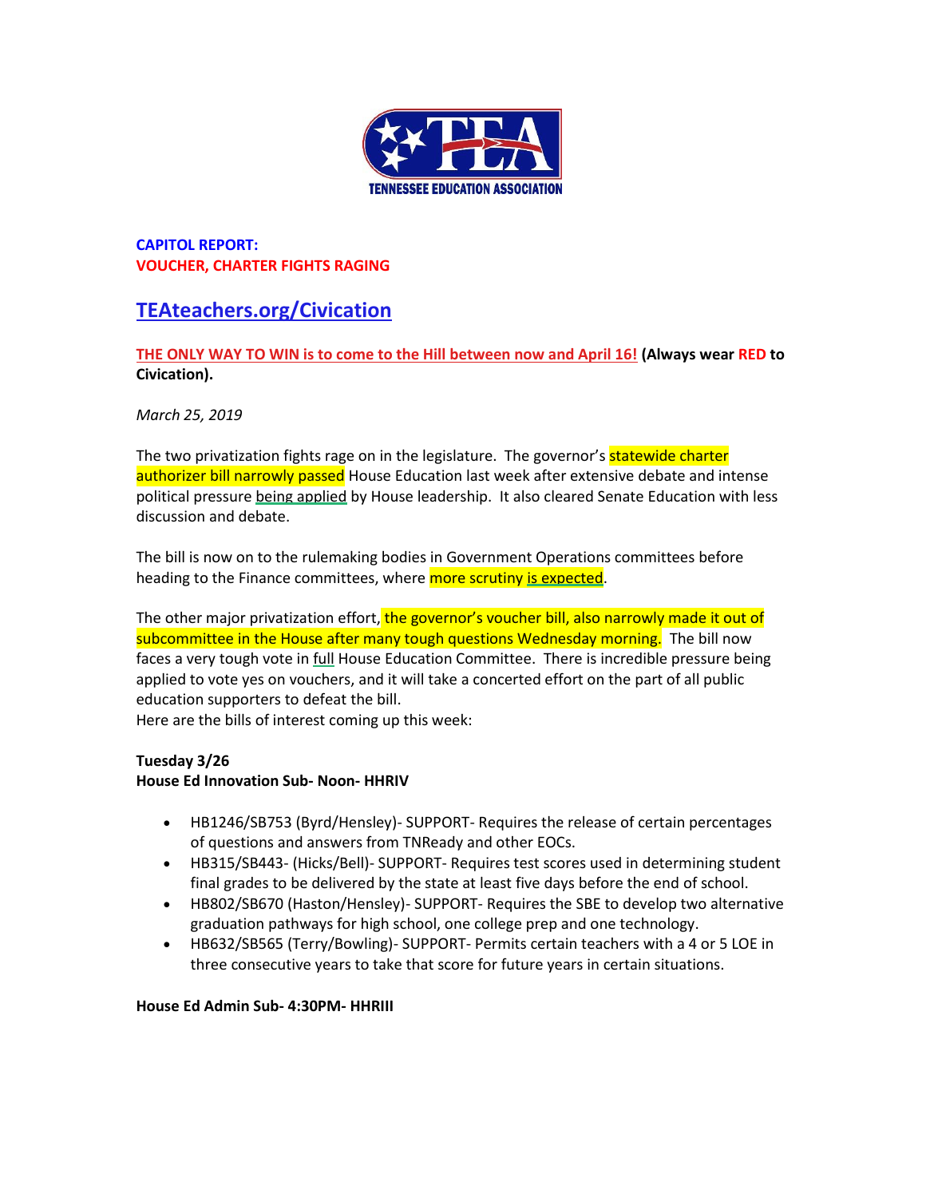**CAPITOL REPORT:**
**VOUCHER, CHARTER FIGHTS RAGING**

## TEAteachers.org/Civication

**THE ONLY WAY TO WIN is to come to the Hill between now and April 16! (Always wear RED to Civication).**

*March 25, 2019*

The two privatization fights rage on in the legislature. The governor's statewide charter authorizer bill narrowly passed House Education last week after extensive debate and intense political pressure being applied by House leadership. It also cleared Senate Education with less discussion and debate.

The bill is now on to the rulemaking bodies in Government Operations committees before heading to the Finance committees, where more scrutiny is expected.

The other major privatization effort, the governor's voucher bill, also narrowly made it out of subcommittee in the House after many tough questions Wednesday morning. The bill now faces a very tough vote in full House Education Committee. There is incredible pressure being applied to vote yes on vouchers, and it will take a concerted effort on the part of all public education supporters to defeat the bill.

Here are the bills of interest coming up this week:

**Tuesday 3/26**
**House Ed Innovation Sub- Noon- HHRIV**

- HB1246/SB753 (Byrd/Hensley)- SUPPORT- Requires the release of certain percentages of questions and answers from TNReady and other EOCs.
- HB315/SB443- (Hicks/Bell)- SUPPORT- Requires test scores used in determining student final grades to be delivered by the state at least five days before the end of school.
- HB802/SB670 (Haston/Hensley)- SUPPORT- Requires the SBE to develop two alternative graduation pathways for high school, one college prep and one technology.
- HB632/SB565 (Terry/Bowling)- SUPPORT- Permits certain teachers with a 4 or 5 LOE in three consecutive years to take that score for future years in certain situations.

**House Ed Admin Sub- 4:30PM- HHRIII**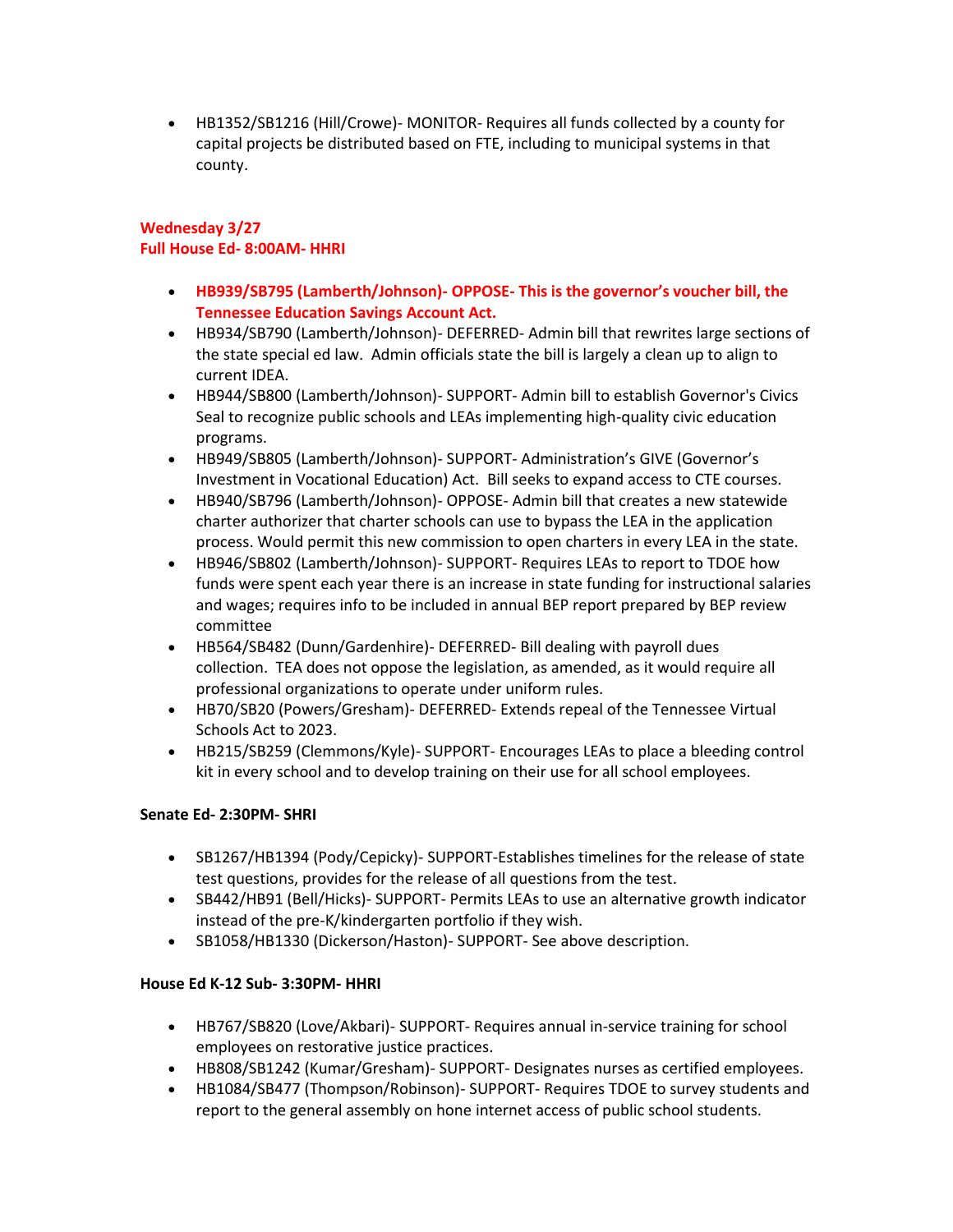- HB1352/SB1216 (Hill/Crowe)- MONITOR- Requires all funds collected by a county for capital projects be distributed based on FTE, including to municipal systems in that county.

**Wednesday 3/27**
**Full House Ed- 8:00AM- HHRI**

- **HB939/SB795 (Lamberth/Johnson)- OPPOSE- This is the governor's voucher bill, the Tennessee Education Savings Account Act.**
- HB934/SB790 (Lamberth/Johnson)- DEFERRED- Admin bill that rewrites large sections of the state special ed law. Admin officials state the bill is largely a clean up to align to current IDEA.
- HB944/SB800 (Lamberth/Johnson)- SUPPORT- Admin bill to establish Governor's Civics Seal to recognize public schools and LEAs implementing high-quality civic education programs.
- HB949/SB805 (Lamberth/Johnson)- SUPPORT- Administration's GIVE (Governor's Investment in Vocational Education) Act. Bill seeks to expand access to CTE courses.
- HB940/SB796 (Lamberth/Johnson)- OPPOSE- Admin bill that creates a new statewide charter authorizer that charter schools can use to bypass the LEA in the application process. Would permit this new commission to open charters in every LEA in the state.
- HB946/SB802 (Lamberth/Johnson)- SUPPORT- Requires LEAs to report to TDOE how funds were spent each year there is an increase in state funding for instructional salaries and wages; requires info to be included in annual BEP report prepared by BEP review committee
- HB564/SB482 (Dunn/Gardenhire)- DEFERRED- Bill dealing with payroll dues collection. TEA does not oppose the legislation, as amended, as it would require all professional organizations to operate under uniform rules.
- HB70/SB20 (Powers/Gresham)- DEFERRED- Extends repeal of the Tennessee Virtual Schools Act to 2023.
- HB215/SB259 (Clemmons/Kyle)- SUPPORT- Encourages LEAs to place a bleeding control kit in every school and to develop training on their use for all school employees.

**Senate Ed- 2:30PM- SHRI**

- SB1267/HB1394 (Pody/Cepicky)- SUPPORT-Establishes timelines for the release of state test questions, provides for the release of all questions from the test.
- SB442/HB91 (Bell/Hicks)- SUPPORT- Permits LEAs to use an alternative growth indicator instead of the pre-K/kindergarten portfolio if they wish.
- SB1058/HB1330 (Dickerson/Haston)- SUPPORT- See above description.

**House Ed K-12 Sub- 3:30PM- HHRI**

- HB767/SB820 (Love/Akbari)- SUPPORT- Requires annual in-service training for school employees on restorative justice practices.
- HB808/SB1242 (Kumar/Gresham)- SUPPORT- Designates nurses as certified employees.
- HB1084/SB477 (Thompson/Robinson)- SUPPORT- Requires TDOE to survey students and report to the general assembly on hone internet access of public school students.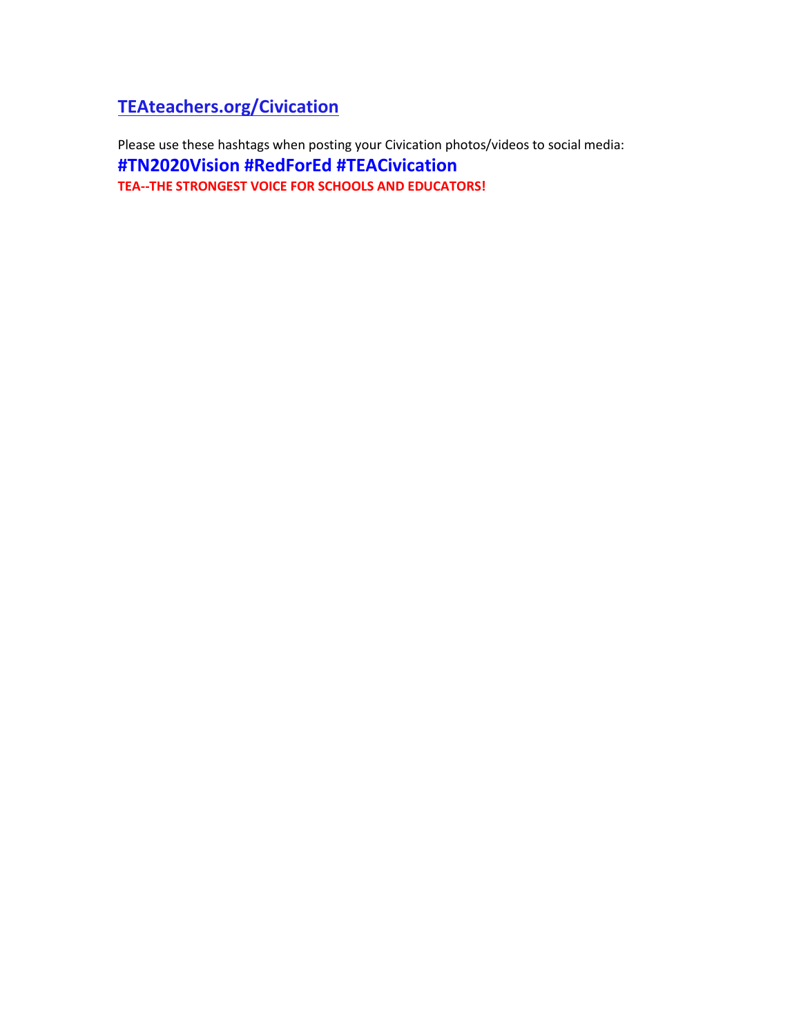**[TEAteachers.org/Civication](TEAteachers.org/Civication)**

Please use these hashtags when posting your Civication photos/videos to social media:

**#TN2020Vision #RedForEd #TEACivication**

**TEA--THE STRONGEST VOICE FOR SCHOOLS AND EDUCATORS!**